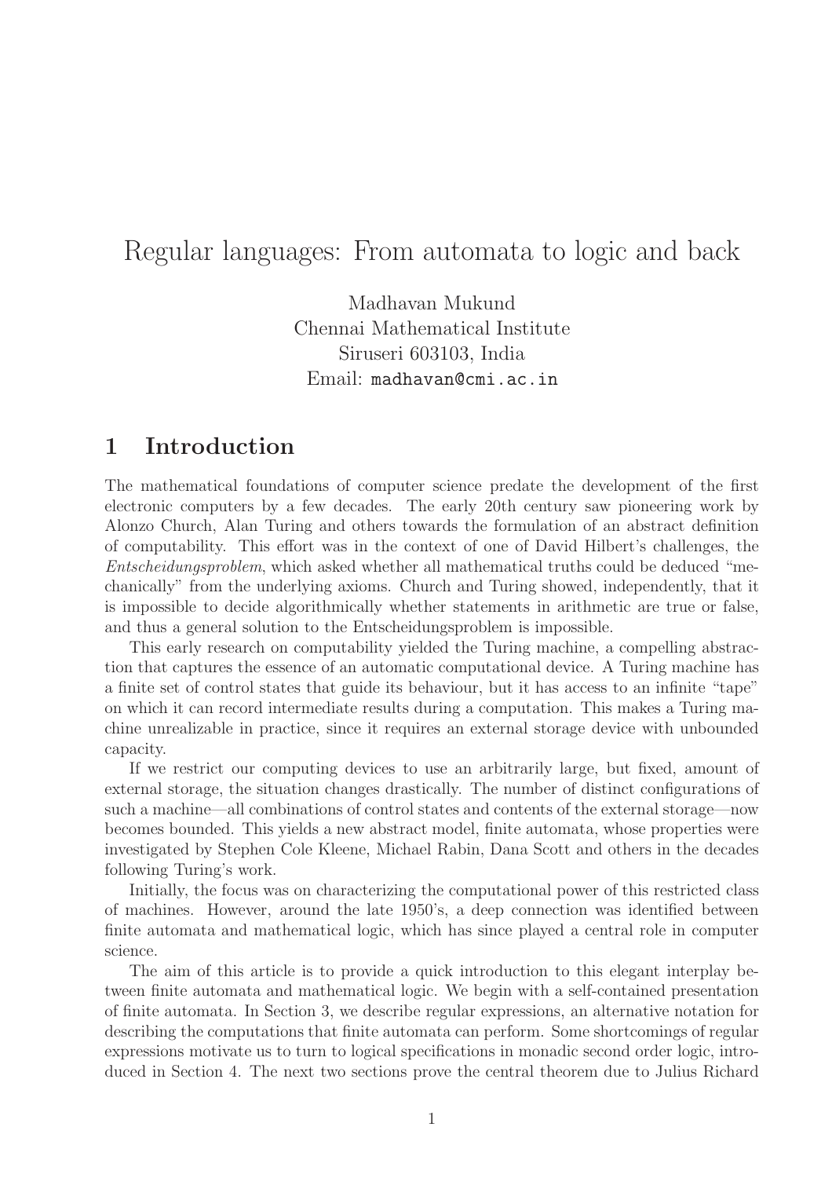# Regular languages: From automata to logic and back

Madhavan Mukund
Chennai Mathematical Institute
Siruseri 603103, India
Email: madhavan@cmi.ac.in

## 1 Introduction

The mathematical foundations of computer science predate the development of the first electronic computers by a few decades. The early 20th century saw pioneering work by Alonzo Church, Alan Turing and others towards the formulation of an abstract definition of computability. This effort was in the context of one of David Hilbert's challenges, the *Entscheidungsproblem*, which asked whether all mathematical truths could be deduced "mechanically" from the underlying axioms. Church and Turing showed, independently, that it is impossible to decide algorithmically whether statements in arithmetic are true or false, and thus a general solution to the Entscheidungsproblem is impossible.

This early research on computability yielded the Turing machine, a compelling abstraction that captures the essence of an automatic computational device. A Turing machine has a finite set of control states that guide its behaviour, but it has access to an infinite "tape" on which it can record intermediate results during a computation. This makes a Turing machine unrealizable in practice, since it requires an external storage device with unbounded capacity.

If we restrict our computing devices to use an arbitrarily large, but fixed, amount of external storage, the situation changes drastically. The number of distinct configurations of such a machine—all combinations of control states and contents of the external storage—now becomes bounded. This yields a new abstract model, finite automata, whose properties were investigated by Stephen Cole Kleene, Michael Rabin, Dana Scott and others in the decades following Turing's work.

Initially, the focus was on characterizing the computational power of this restricted class of machines. However, around the late 1950's, a deep connection was identified between finite automata and mathematical logic, which has since played a central role in computer science.

The aim of this article is to provide a quick introduction to this elegant interplay between finite automata and mathematical logic. We begin with a self-contained presentation of finite automata. In Section 3, we describe regular expressions, an alternative notation for describing the computations that finite automata can perform. Some shortcomings of regular expressions motivate us to turn to logical specifications in monadic second order logic, introduced in Section 4. The next two sections prove the central theorem due to Julius Richard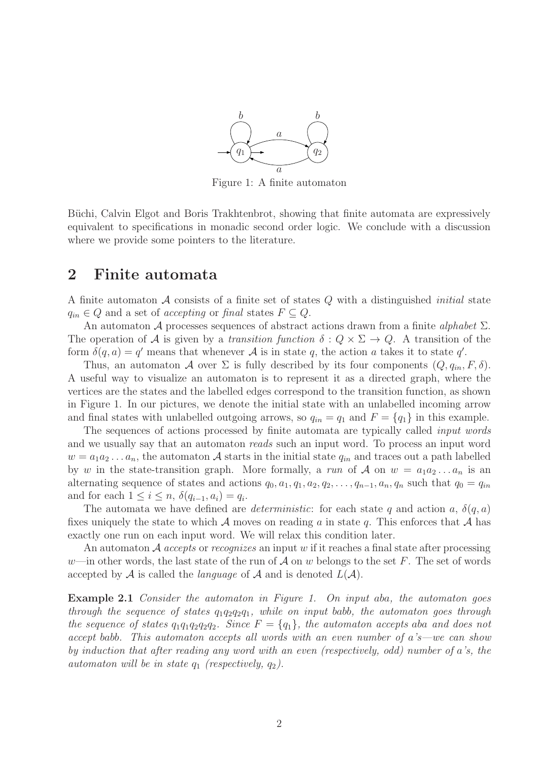Figure 1: A finite automaton

Büchi, Calvin Elgot and Boris Trakhtenbrot, showing that finite automata are expressively equivalent to specifications in monadic second order logic. We conclude with a discussion where we provide some pointers to the literature.

## 2 Finite automata

A finite automaton $\mathcal{A}$ consists of a finite set of states $Q$ with a distinguished *initial* state $q_{in} \in Q$ and a set of *accepting* or *final* states $F \subseteq Q$.

An automaton $\mathcal{A}$ processes sequences of abstract actions drawn from a finite *alphabet* $\Sigma$. The operation of $\mathcal{A}$ is given by a *transition function* $\delta : Q \times \Sigma \to Q$. A transition of the form $\delta(q, a) = q'$ means that whenever $\mathcal{A}$ is in state $q$, the action $a$ takes it to state $q'$.

Thus, an automaton $\mathcal{A}$ over $\Sigma$ is fully described by its four components $(Q, q_{in}, F, \delta)$. A useful way to visualize an automaton is to represent it as a directed graph, where the vertices are the states and the labelled edges correspond to the transition function, as shown in Figure 1. In our pictures, we denote the initial state with an unlabelled incoming arrow and final states with unlabelled outgoing arrows, so $q_{in} = q_1$ and $F = \{q_1\}$ in this example.

The sequences of actions processed by finite automata are typically called *input words* and we usually say that an automaton *reads* such an input word. To process an input word $w = a_1 a_2 \ldots a_n$, the automaton $\mathcal{A}$ starts in the initial state $q_{in}$ and traces out a path labelled by $w$ in the state-transition graph. More formally, a *run* of $\mathcal{A}$ on $w = a_1 a_2 \ldots a_n$ is an alternating sequence of states and actions $q_0, a_1, q_1, a_2, q_2, \ldots, q_{n-1}, a_n, q_n$ such that $q_0 = q_{in}$ and for each $1 \leq i \leq n$, $\delta(q_{i-1}, a_i) = q_i$.

The automata we have defined are *deterministic*: for each state $q$ and action $a$, $\delta(q, a)$ fixes uniquely the state to which $\mathcal{A}$ moves on reading $a$ in state $q$. This enforces that $\mathcal{A}$ has exactly one run on each input word. We will relax this condition later.

An automaton $\mathcal{A}$ *accepts* or *recognizes* an input $w$ if it reaches a final state after processing $w$—in other words, the last state of the run of $\mathcal{A}$ on $w$ belongs to the set $F$. The set of words accepted by $\mathcal{A}$ is called the *language* of $\mathcal{A}$ and is denoted $L(\mathcal{A})$.

**Example 2.1** *Consider the automaton in Figure 1. On input aba, the automaton goes through the sequence of states $q_1 q_2 q_2 q_1$, while on input babb, the automaton goes through the sequence of states $q_1 q_1 q_2 q_2 q_2$. Since $F = \{q_1\}$, the automaton accepts aba and does not accept babb. This automaton accepts all words with an even number of a's—we can show by induction that after reading any word with an even (respectively, odd) number of a's, the automaton will be in state $q_1$ (respectively, $q_2$).*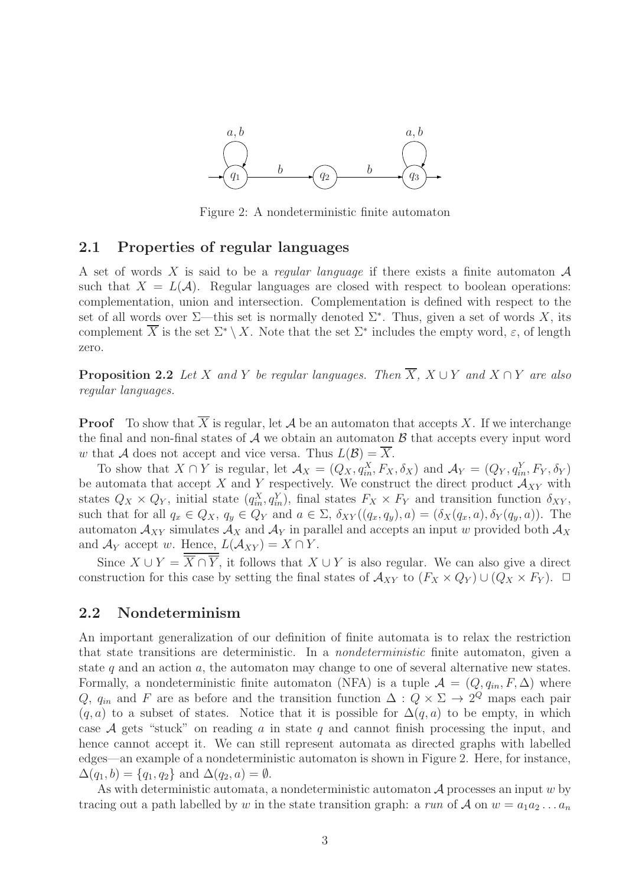Figure 2: A nondeterministic finite automaton

## 2.1 Properties of regular languages

A set of words $X$ is said to be a *regular language* if there exists a finite automaton $\mathcal{A}$ such that $X = L(\mathcal{A})$. Regular languages are closed with respect to boolean operations: complementation, union and intersection. Complementation is defined with respect to the set of all words over $\Sigma$—this set is normally denoted $\Sigma^*$. Thus, given a set of words $X$, its complement $\overline{X}$ is the set $\Sigma^* \setminus X$. Note that the set $\Sigma^*$ includes the empty word, $\varepsilon$, of length zero.

**Proposition 2.2** *Let $X$ and $Y$ be regular languages. Then $\overline{X}$, $X \cup Y$ and $X \cap Y$ are also regular languages.*

**Proof** To show that $\overline{X}$ is regular, let $\mathcal{A}$ be an automaton that accepts $X$. If we interchange the final and non-final states of $\mathcal{A}$ we obtain an automaton $\mathcal{B}$ that accepts every input word $w$ that $\mathcal{A}$ does not accept and vice versa. Thus $L(\mathcal{B}) = \overline{X}$.

To show that $X \cap Y$ is regular, let $\mathcal{A}_X = (Q_X, q_{in}^X, F_X, \delta_X)$ and $\mathcal{A}_Y = (Q_Y, q_{in}^Y, F_Y, \delta_Y)$ be automata that accept $X$ and $Y$ respectively. We construct the direct product $\mathcal{A}_{XY}$ with states $Q_X \times Q_Y$, initial state $(q_{in}^X, q_{in}^Y)$, final states $F_X \times F_Y$ and transition function $\delta_{XY}$, such that for all $q_x \in Q_X$, $q_y \in Q_Y$ and $a \in \Sigma$, $\delta_{XY}((q_x, q_y), a) = (\delta_X(q_x, a), \delta_Y(q_y, a))$. The automaton $\mathcal{A}_{XY}$ simulates $\mathcal{A}_X$ and $\mathcal{A}_Y$ in parallel and accepts an input $w$ provided both $\mathcal{A}_X$ and $\mathcal{A}_Y$ accept $w$. Hence, $L(\mathcal{A}_{XY}) = X \cap Y$.

Since $X \cup Y = \overline{\overline{X} \cap \overline{Y}}$, it follows that $X \cup Y$ is also regular. We can also give a direct construction for this case by setting the final states of $\mathcal{A}_{XY}$ to $(F_X \times Q_Y) \cup (Q_X \times F_Y)$. $\Box$

## 2.2 Nondeterminism

An important generalization of our definition of finite automata is to relax the restriction that state transitions are deterministic. In a *nondeterministic* finite automaton, given a state $q$ and an action $a$, the automaton may change to one of several alternative new states. Formally, a nondeterministic finite automaton (NFA) is a tuple $\mathcal{A} = (Q, q_{in}, F, \Delta)$ where $Q$, $q_{in}$ and $F$ are as before and the transition function $\Delta : Q \times \Sigma \to 2^Q$ maps each pair $(q, a)$ to a subset of states. Notice that it is possible for $\Delta(q, a)$ to be empty, in which case $\mathcal{A}$ gets "stuck" on reading $a$ in state $q$ and cannot finish processing the input, and hence cannot accept it. We can still represent automata as directed graphs with labelled edges—an example of a nondeterministic automaton is shown in Figure 2. Here, for instance, $\Delta(q_1, b) = \{q_1, q_2\}$ and $\Delta(q_2, a) = \emptyset$.

As with deterministic automata, a nondeterministic automaton $\mathcal{A}$ processes an input $w$ by tracing out a path labelled by $w$ in the state transition graph: a *run* of $\mathcal{A}$ on $w = a_1 a_2 \ldots a_n$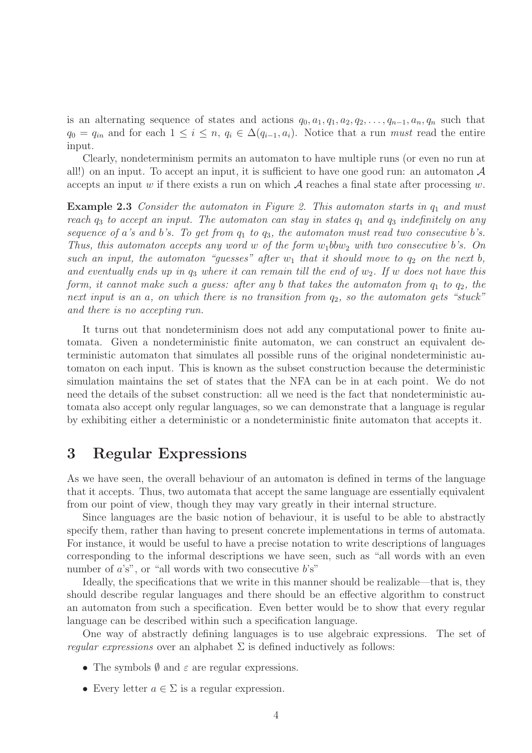is an alternating sequence of states and actions $q_0, a_1, q_1, a_2, q_2, \ldots, q_{n-1}, a_n, q_n$ such that $q_0 = q_{in}$ and for each $1 \leq i \leq n$, $q_i \in \Delta(q_{i-1}, a_i)$. Notice that a run *must* read the entire input.

Clearly, nondeterminism permits an automaton to have multiple runs (or even no run at all!) on an input. To accept an input, it is sufficient to have one good run: an automaton $\mathcal{A}$ accepts an input $w$ if there exists a run on which $\mathcal{A}$ reaches a final state after processing $w$.

**Example 2.3** *Consider the automaton in Figure 2. This automaton starts in $q_1$ and must reach $q_3$ to accept an input. The automaton can stay in states $q_1$ and $q_3$ indefinitely on any sequence of $a$'s and $b$'s. To get from $q_1$ to $q_3$, the automaton must read two consecutive $b$'s. Thus, this automaton accepts any word $w$ of the form $w_1bbw_2$ with two consecutive $b$'s. On such an input, the automaton "guesses" after $w_1$ that it should move to $q_2$ on the next $b$, and eventually ends up in $q_3$ where it can remain till the end of $w_2$. If $w$ does not have this form, it cannot make such a guess: after any $b$ that takes the automaton from $q_1$ to $q_2$, the next input is an $a$, on which there is no transition from $q_2$, so the automaton gets "stuck" and there is no accepting run.*

It turns out that nondeterminism does not add any computational power to finite automata. Given a nondeterministic finite automaton, we can construct an equivalent deterministic automaton that simulates all possible runs of the original nondeterministic automaton on each input. This is known as the subset construction because the deterministic simulation maintains the set of states that the NFA can be in at each point. We do not need the details of the subset construction: all we need is the fact that nondeterministic automata also accept only regular languages, so we can demonstrate that a language is regular by exhibiting either a deterministic or a nondeterministic finite automaton that accepts it.

# 3 Regular Expressions

As we have seen, the overall behaviour of an automaton is defined in terms of the language that it accepts. Thus, two automata that accept the same language are essentially equivalent from our point of view, though they may vary greatly in their internal structure.

Since languages are the basic notion of behaviour, it is useful to be able to abstractly specify them, rather than having to present concrete implementations in terms of automata. For instance, it would be useful to have a precise notation to write descriptions of languages corresponding to the informal descriptions we have seen, such as "all words with an even number of $a$'s", or "all words with two consecutive $b$'s"

Ideally, the specifications that we write in this manner should be realizable—that is, they should describe regular languages and there should be an effective algorithm to construct an automaton from such a specification. Even better would be to show that every regular language can be described within such a specification language.

One way of abstractly defining languages is to use algebraic expressions. The set of *regular expressions* over an alphabet $\Sigma$ is defined inductively as follows:

- The symbols $\emptyset$ and $\varepsilon$ are regular expressions.
- Every letter $a \in \Sigma$ is a regular expression.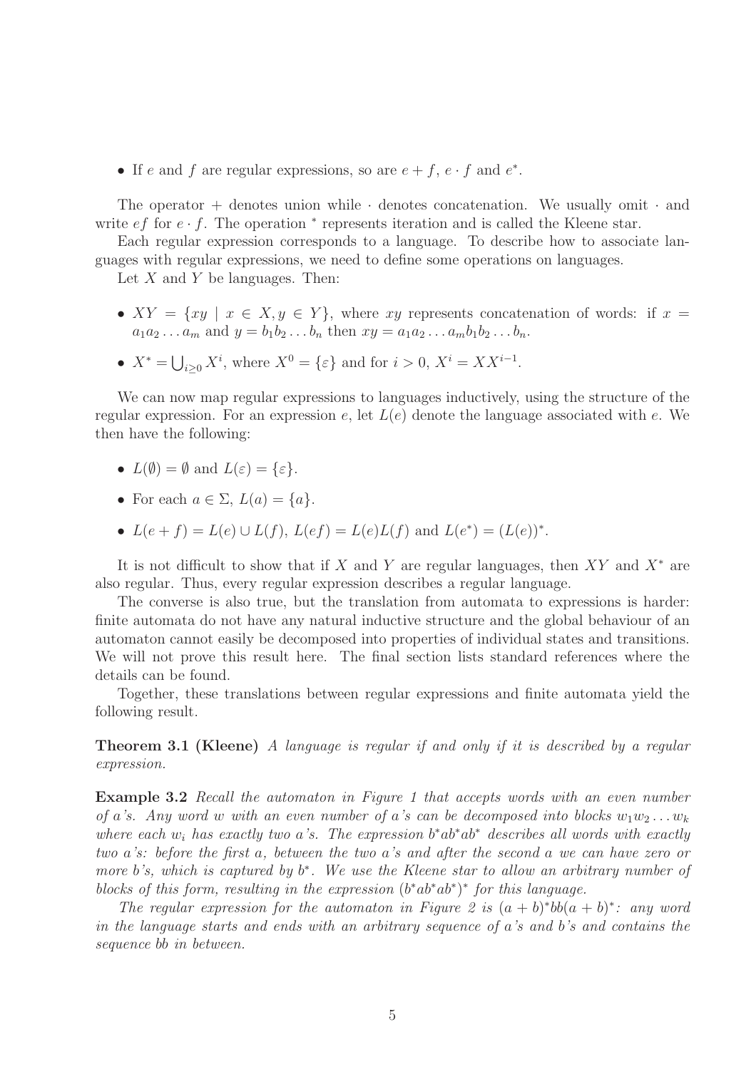- If $e$ and $f$ are regular expressions, so are $e + f$, $e \cdot f$ and $e^*$.

The operator + denotes union while $\cdot$ denotes concatenation. We usually omit $\cdot$ and write $ef$ for $e \cdot f$. The operation $^*$ represents iteration and is called the Kleene star.

Each regular expression corresponds to a language. To describe how to associate languages with regular expressions, we need to define some operations on languages.

Let $X$ and $Y$ be languages. Then:

- $XY = \{xy \mid x \in X, y \in Y\}$, where $xy$ represents concatenation of words: if $x = a_1a_2 \ldots a_m$ and $y = b_1b_2 \ldots b_n$ then $xy = a_1a_2 \ldots a_mb_1b_2 \ldots b_n$.
- $X^* = \bigcup_{i \geq 0} X^i$, where $X^0 = \{\varepsilon\}$ and for $i > 0$, $X^i = XX^{i-1}$.

We can now map regular expressions to languages inductively, using the structure of the regular expression. For an expression $e$, let $L(e)$ denote the language associated with $e$. We then have the following:

- $L(\emptyset) = \emptyset$ and $L(\varepsilon) = \{\varepsilon\}$.
- For each $a \in \Sigma$, $L(a) = \{a\}$.
- $L(e + f) = L(e) \cup L(f)$, $L(ef) = L(e)L(f)$ and $L(e^*) = (L(e))^*$.

It is not difficult to show that if $X$ and $Y$ are regular languages, then $XY$ and $X^*$ are also regular. Thus, every regular expression describes a regular language.

The converse is also true, but the translation from automata to expressions is harder: finite automata do not have any natural inductive structure and the global behaviour of an automaton cannot easily be decomposed into properties of individual states and transitions. We will not prove this result here. The final section lists standard references where the details can be found.

Together, these translations between regular expressions and finite automata yield the following result.

**Theorem 3.1 (Kleene)** *A language is regular if and only if it is described by a regular expression.*

**Example 3.2** *Recall the automaton in Figure 1 that accepts words with an even number of a's. Any word $w$ with an even number of a's can be decomposed into blocks $w_1w_2 \ldots w_k$ where each $w_i$ has exactly two a's. The expression $b^*ab^*ab^*$ describes all words with exactly two a's: before the first a, between the two a's and after the second a we can have zero or more b's, which is captured by $b^*$. We use the Kleene star to allow an arbitrary number of blocks of this form, resulting in the expression $(b^*ab^*ab^*)^*$ for this language.*

*The regular expression for the automaton in Figure 2 is $(a + b)^*bb(a + b)^*$: any word in the language starts and ends with an arbitrary sequence of a's and b's and contains the sequence bb in between.*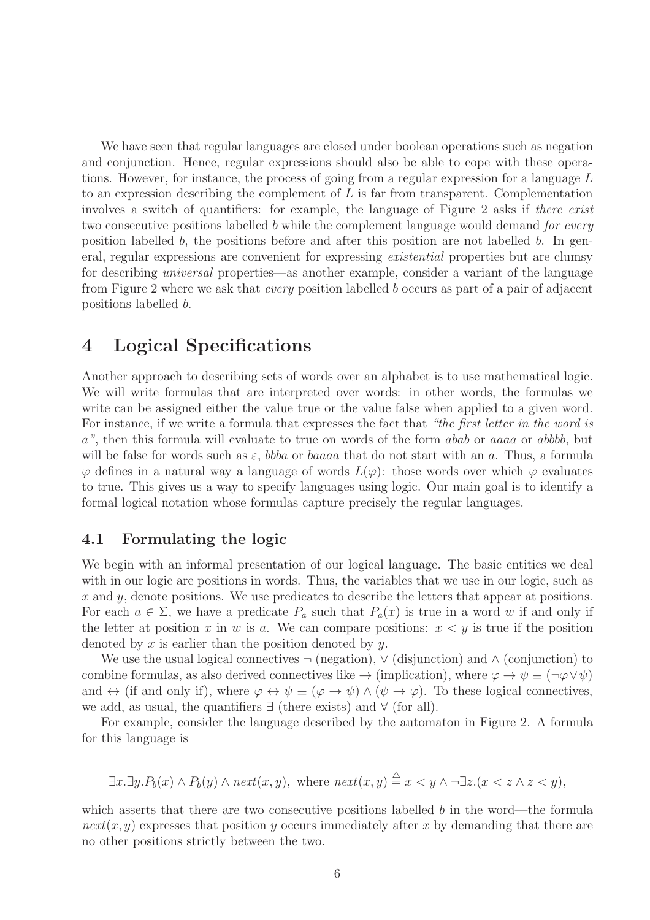We have seen that regular languages are closed under boolean operations such as negation and conjunction. Hence, regular expressions should also be able to cope with these operations. However, for instance, the process of going from a regular expression for a language $L$ to an expression describing the complement of $L$ is far from transparent. Complementation involves a switch of quantifiers: for example, the language of Figure 2 asks if *there exist* two consecutive positions labelled $b$ while the complement language would demand *for every* position labelled $b$, the positions before and after this position are not labelled $b$. In general, regular expressions are convenient for expressing *existential* properties but are clumsy for describing *universal* properties—as another example, consider a variant of the language from Figure 2 where we ask that *every* position labelled $b$ occurs as part of a pair of adjacent positions labelled $b$.

# 4 Logical Specifications

Another approach to describing sets of words over an alphabet is to use mathematical logic. We will write formulas that are interpreted over words: in other words, the formulas we write can be assigned either the value true or the value false when applied to a given word. For instance, if we write a formula that expresses the fact that *"the first letter in the word is $a$"*, then this formula will evaluate to true on words of the form *abab* or *aaaa* or *abbbb*, but will be false for words such as $\varepsilon$, *bbba* or *baaaa* that do not start with an $a$. Thus, a formula $\varphi$ defines in a natural way a language of words $L(\varphi)$: those words over which $\varphi$ evaluates to true. This gives us a way to specify languages using logic. Our main goal is to identify a formal logical notation whose formulas capture precisely the regular languages.

## 4.1 Formulating the logic

We begin with an informal presentation of our logical language. The basic entities we deal with in our logic are positions in words. Thus, the variables that we use in our logic, such as $x$ and $y$, denote positions. We use predicates to describe the letters that appear at positions. For each $a \in \Sigma$, we have a predicate $P_a$ such that $P_a(x)$ is true in a word $w$ if and only if the letter at position $x$ in $w$ is $a$. We can compare positions: $x < y$ is true if the position denoted by $x$ is earlier than the position denoted by $y$.

We use the usual logical connectives $\neg$ (negation), $\vee$ (disjunction) and $\wedge$ (conjunction) to combine formulas, as also derived connectives like $\rightarrow$ (implication), where $\varphi \rightarrow \psi \equiv (\neg\varphi \vee \psi)$ and $\leftrightarrow$ (if and only if), where $\varphi \leftrightarrow \psi \equiv (\varphi \rightarrow \psi) \wedge (\psi \rightarrow \varphi)$. To these logical connectives, we add, as usual, the quantifiers $\exists$ (there exists) and $\forall$ (for all).

For example, consider the language described by the automaton in Figure 2. A formula for this language is

$$\exists x.\exists y.P_b(x) \wedge P_b(y) \wedge next(x,y), \text{ where } next(x,y) \stackrel{\triangle}{=} x < y \wedge \neg\exists z.(x < z \wedge z < y),$$

which asserts that there are two consecutive positions labelled $b$ in the word—the formula $next(x,y)$ expresses that position $y$ occurs immediately after $x$ by demanding that there are no other positions strictly between the two.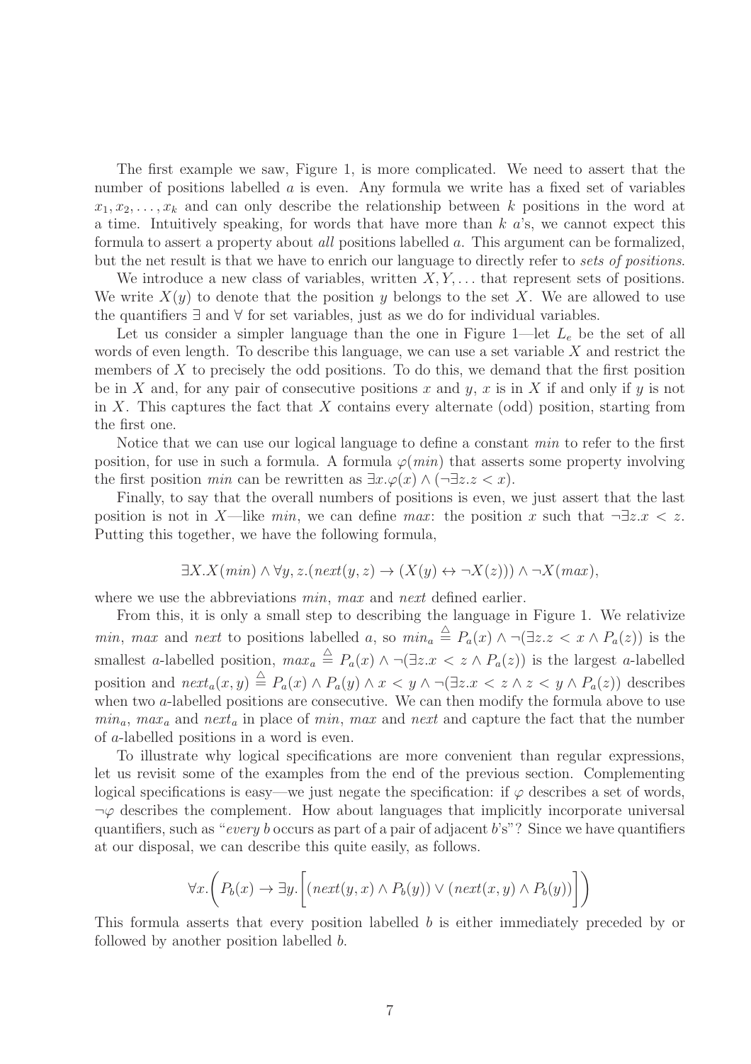The first example we saw, Figure 1, is more complicated. We need to assert that the number of positions labelled $a$ is even. Any formula we write has a fixed set of variables $x_1, x_2, \ldots, x_k$ and can only describe the relationship between $k$ positions in the word at a time. Intuitively speaking, for words that have more than $k$ $a$'s, we cannot expect this formula to assert a property about *all* positions labelled $a$. This argument can be formalized, but the net result is that we have to enrich our language to directly refer to *sets of positions*.

We introduce a new class of variables, written $X, Y, \ldots$ that represent sets of positions. We write $X(y)$ to denote that the position $y$ belongs to the set $X$. We are allowed to use the quantifiers $\exists$ and $\forall$ for set variables, just as we do for individual variables.

Let us consider a simpler language than the one in Figure 1—let $L_e$ be the set of all words of even length. To describe this language, we can use a set variable $X$ and restrict the members of $X$ to precisely the odd positions. To do this, we demand that the first position be in $X$ and, for any pair of consecutive positions $x$ and $y$, $x$ is in $X$ if and only if $y$ is not in $X$. This captures the fact that $X$ contains every alternate (odd) position, starting from the first one.

Notice that we can use our logical language to define a constant $min$ to refer to the first position, for use in such a formula. A formula $\varphi(min)$ that asserts some property involving the first position $min$ can be rewritten as $\exists x.\varphi(x) \wedge (\neg\exists z.z < x)$.

Finally, to say that the overall numbers of positions is even, we just assert that the last position is not in $X$—like $min$, we can define $max$: the position $x$ such that $\neg\exists z.x < z$. Putting this together, we have the following formula,

$$\exists X.X(min) \wedge \forall y, z.(next(y, z) \to (X(y) \leftrightarrow \neg X(z))) \wedge \neg X(max),$$

where we use the abbreviations $min$, $max$ and $next$ defined earlier.

From this, it is only a small step to describing the language in Figure 1. We relativize $min$, $max$ and $next$ to positions labelled $a$, so $min_a \triangleq P_a(x) \wedge \neg(\exists z.z < x \wedge P_a(z))$ is the smallest $a$-labelled position, $max_a \triangleq P_a(x) \wedge \neg(\exists z.x < z \wedge P_a(z))$ is the largest $a$-labelled position and $next_a(x, y) \triangleq P_a(x) \wedge P_a(y) \wedge x < y \wedge \neg(\exists z.x < z \wedge z < y \wedge P_a(z))$ describes when two $a$-labelled positions are consecutive. We can then modify the formula above to use $min_a$, $max_a$ and $next_a$ in place of $min$, $max$ and $next$ and capture the fact that the number of $a$-labelled positions in a word is even.

To illustrate why logical specifications are more convenient than regular expressions, let us revisit some of the examples from the end of the previous section. Complementing logical specifications is easy—we just negate the specification: if $\varphi$ describes a set of words, $\neg\varphi$ describes the complement. How about languages that implicitly incorporate universal quantifiers, such as "*every* $b$ occurs as part of a pair of adjacent $b$'s"? Since we have quantifiers at our disposal, we can describe this quite easily, as follows.

$$\forall x.\left(P_b(x) \to \exists y.\left[(next(y, x) \wedge P_b(y)) \vee (next(x, y) \wedge P_b(y))\right]\right)$$

This formula asserts that every position labelled $b$ is either immediately preceded by or followed by another position labelled $b$.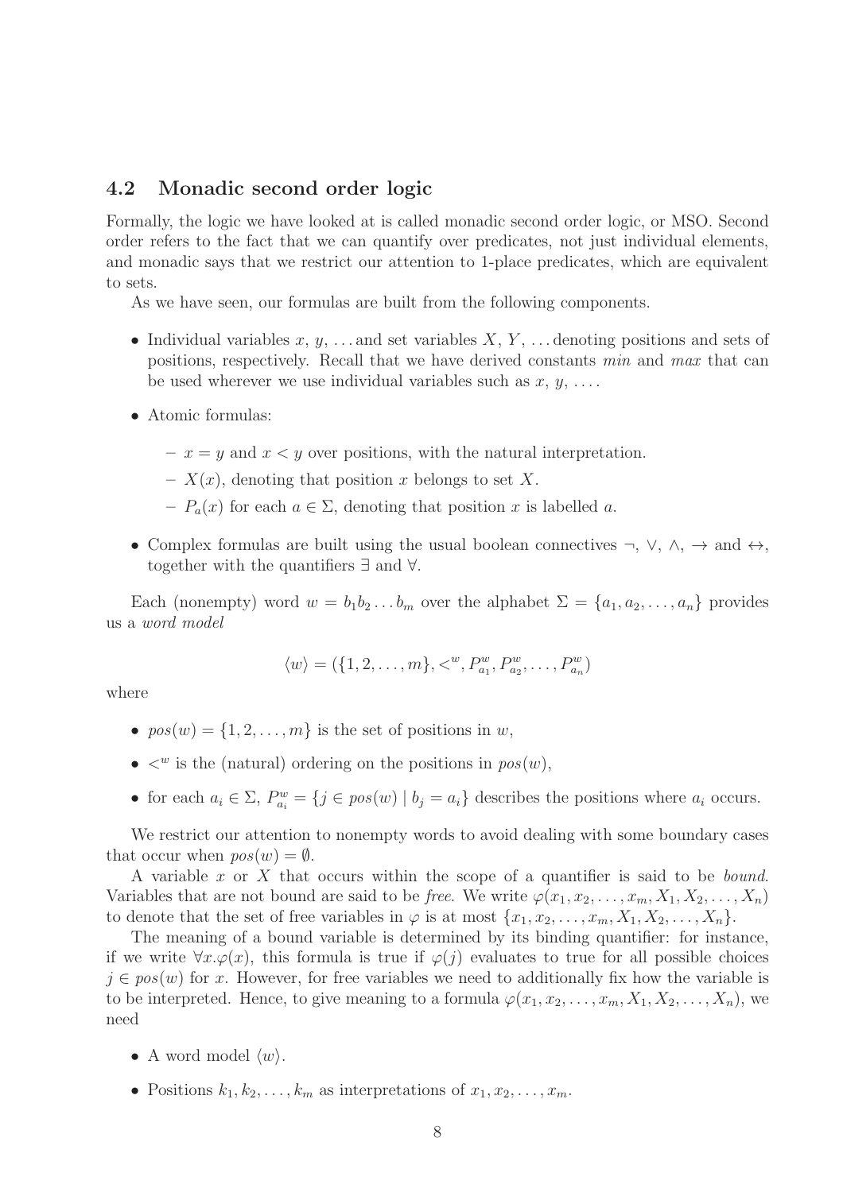## 4.2 Monadic second order logic

Formally, the logic we have looked at is called monadic second order logic, or MSO. Second order refers to the fact that we can quantify over predicates, not just individual elements, and monadic says that we restrict our attention to 1-place predicates, which are equivalent to sets.

As we have seen, our formulas are built from the following components.

- Individual variables $x$, $y$, ... and set variables $X$, $Y$, ... denoting positions and sets of positions, respectively. Recall that we have derived constants *min* and *max* that can be used wherever we use individual variables such as $x$, $y$, ....
- Atomic formulas:
  - $x = y$ and $x < y$ over positions, with the natural interpretation.
  - $X(x)$, denoting that position $x$ belongs to set $X$.
  - $P_a(x)$ for each $a \in \Sigma$, denoting that position $x$ is labelled $a$.
- Complex formulas are built using the usual boolean connectives $\neg$, $\vee$, $\wedge$, $\rightarrow$ and $\leftrightarrow$, together with the quantifiers $\exists$ and $\forall$.

Each (nonempty) word $w = b_1 b_2 \ldots b_m$ over the alphabet $\Sigma = \{a_1, a_2, \ldots, a_n\}$ provides us a *word model*

$$\langle w \rangle = (\{1, 2, \ldots, m\}, <^w, P^w_{a_1}, P^w_{a_2}, \ldots, P^w_{a_n})$$

where

- $pos(w) = \{1, 2, \ldots, m\}$ is the set of positions in $w$,
- $<^w$ is the (natural) ordering on the positions in $pos(w)$,
- for each $a_i \in \Sigma$, $P^w_{a_i} = \{j \in pos(w) \mid b_j = a_i\}$ describes the positions where $a_i$ occurs.

We restrict our attention to nonempty words to avoid dealing with some boundary cases that occur when $pos(w) = \emptyset$.

A variable $x$ or $X$ that occurs within the scope of a quantifier is said to be *bound*. Variables that are not bound are said to be *free*. We write $\varphi(x_1, x_2, \ldots, x_m, X_1, X_2, \ldots, X_n)$ to denote that the set of free variables in $\varphi$ is at most $\{x_1, x_2, \ldots, x_m, X_1, X_2, \ldots, X_n\}$.

The meaning of a bound variable is determined by its binding quantifier: for instance, if we write $\forall x.\varphi(x)$, this formula is true if $\varphi(j)$ evaluates to true for all possible choices $j \in pos(w)$ for $x$. However, for free variables we need to additionally fix how the variable is to be interpreted. Hence, to give meaning to a formula $\varphi(x_1, x_2, \ldots, x_m, X_1, X_2, \ldots, X_n)$, we need

- A word model $\langle w \rangle$.
- Positions $k_1, k_2, \ldots, k_m$ as interpretations of $x_1, x_2, \ldots, x_m$.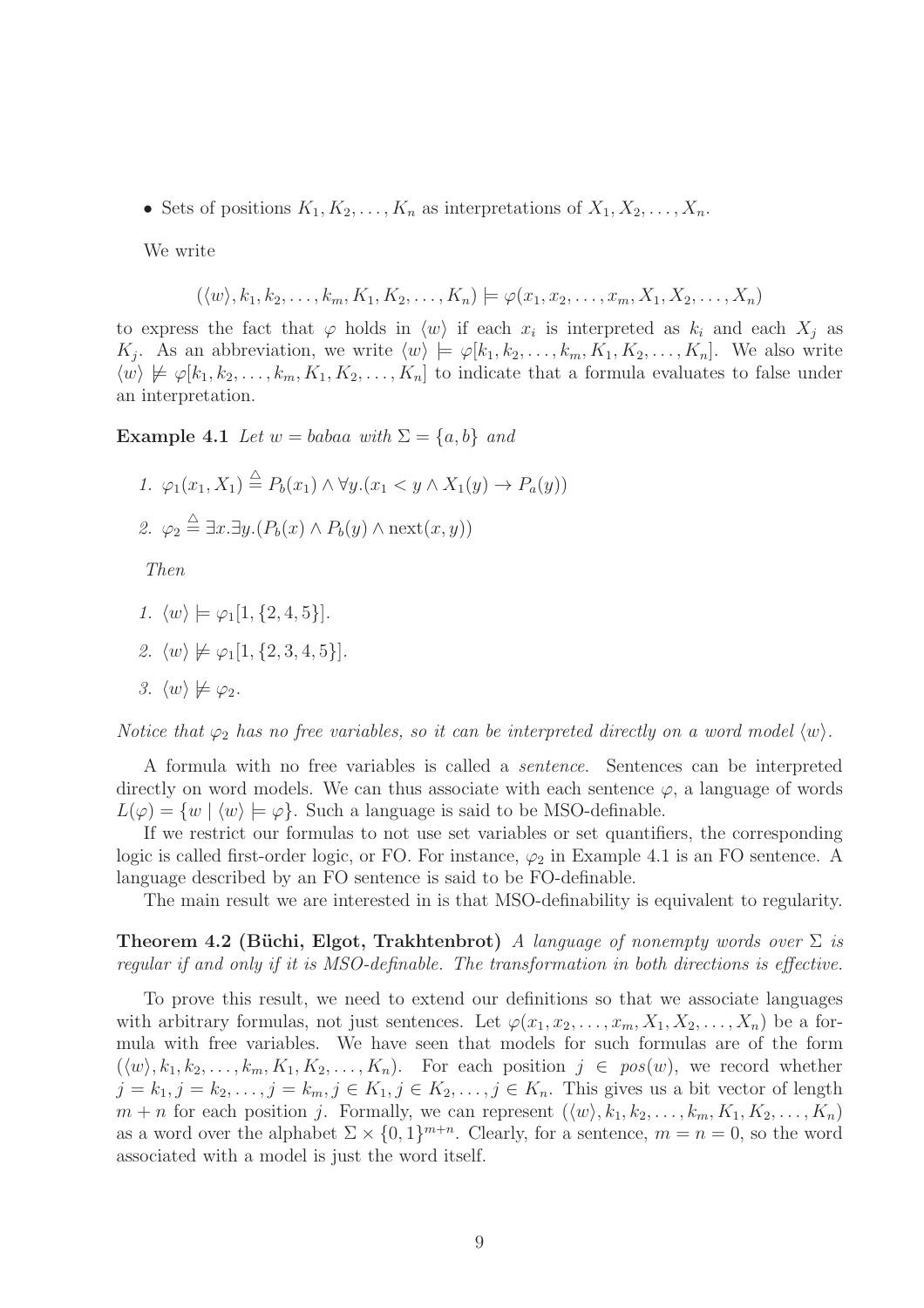- Sets of positions $K_1, K_2, \ldots, K_n$ as interpretations of $X_1, X_2, \ldots, X_n$.

We write

$$(\langle w \rangle, k_1, k_2, \ldots, k_m, K_1, K_2, \ldots, K_n) \models \varphi(x_1, x_2, \ldots, x_m, X_1, X_2, \ldots, X_n)$$

to express the fact that $\varphi$ holds in $\langle w \rangle$ if each $x_i$ is interpreted as $k_i$ and each $X_j$ as $K_j$. As an abbreviation, we write $\langle w \rangle \models \varphi[k_1, k_2, \ldots, k_m, K_1, K_2, \ldots, K_n]$. We also write $\langle w \rangle \not\models \varphi[k_1, k_2, \ldots, k_m, K_1, K_2, \ldots, K_n]$ to indicate that a formula evaluates to false under an interpretation.

**Example 4.1** *Let $w = babaa$ with $\Sigma = \{a, b\}$ and*

1. $\varphi_1(x_1, X_1) \stackrel{\triangle}{=} P_b(x_1) \wedge \forall y.(x_1 < y \wedge X_1(y) \rightarrow P_a(y))$
2. $\varphi_2 \stackrel{\triangle}{=} \exists x.\exists y.(P_b(x) \wedge P_b(y) \wedge \text{next}(x, y))$

*Then*

1. $\langle w \rangle \models \varphi_1[1, \{2, 4, 5\}]$.
2. $\langle w \rangle \not\models \varphi_1[1, \{2, 3, 4, 5\}]$.
3. $\langle w \rangle \not\models \varphi_2$.

*Notice that $\varphi_2$ has no free variables, so it can be interpreted directly on a word model $\langle w \rangle$.*

A formula with no free variables is called a *sentence*. Sentences can be interpreted directly on word models. We can thus associate with each sentence $\varphi$, a language of words $L(\varphi) = \{w \mid \langle w \rangle \models \varphi\}$. Such a language is said to be MSO-definable.

If we restrict our formulas to not use set variables or set quantifiers, the corresponding logic is called first-order logic, or FO. For instance, $\varphi_2$ in Example 4.1 is an FO sentence. A language described by an FO sentence is said to be FO-definable.

The main result we are interested in is that MSO-definability is equivalent to regularity.

**Theorem 4.2 (Büchi, Elgot, Trakhtenbrot)** *A language of nonempty words over $\Sigma$ is regular if and only if it is MSO-definable. The transformation in both directions is effective.*

To prove this result, we need to extend our definitions so that we associate languages with arbitrary formulas, not just sentences. Let $\varphi(x_1, x_2, \ldots, x_m, X_1, X_2, \ldots, X_n)$ be a formula with free variables. We have seen that models for such formulas are of the form $(\langle w \rangle, k_1, k_2, \ldots, k_m, K_1, K_2, \ldots, K_n)$. For each position $j \in pos(w)$, we record whether $j = k_1, j = k_2, \ldots, j = k_m, j \in K_1, j \in K_2, \ldots, j \in K_n$. This gives us a bit vector of length $m + n$ for each position $j$. Formally, we can represent $(\langle w \rangle, k_1, k_2, \ldots, k_m, K_1, K_2, \ldots, K_n)$ as a word over the alphabet $\Sigma \times \{0, 1\}^{m+n}$. Clearly, for a sentence, $m = n = 0$, so the word associated with a model is just the word itself.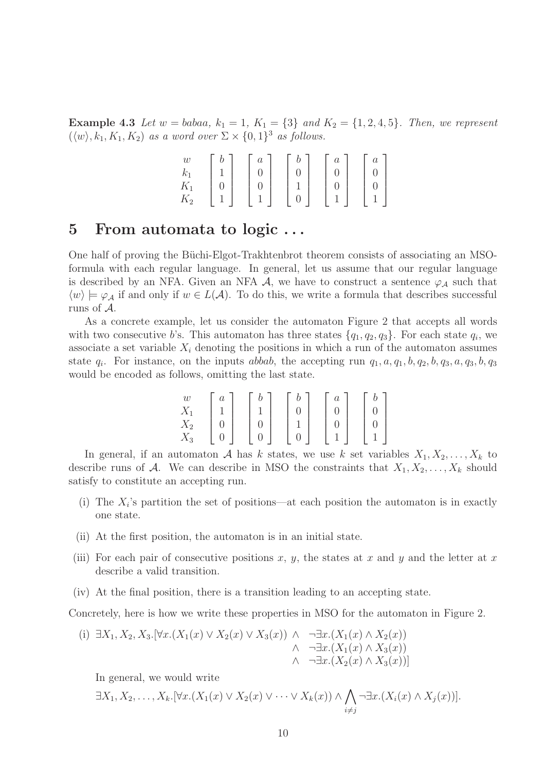**Example 4.3** *Let $w = babaa$, $k_1 = 1$, $K_1 = \{3\}$ and $K_2 = \{1, 2, 4, 5\}$. Then, we represent $(\langle w\rangle, k_1, K_1, K_2)$ as a word over $\Sigma \times \{0,1\}^3$ as follows.*

$$
\begin{array}{c}
w \\ k_1 \\ K_1 \\ K_2
\end{array}
\quad
\begin{bmatrix} b \\ 1 \\ 0 \\ 1 \end{bmatrix}
\quad
\begin{bmatrix} a \\ 0 \\ 0 \\ 1 \end{bmatrix}
\quad
\begin{bmatrix} b \\ 0 \\ 1 \\ 0 \end{bmatrix}
\quad
\begin{bmatrix} a \\ 0 \\ 0 \\ 1 \end{bmatrix}
\quad
\begin{bmatrix} a \\ 0 \\ 0 \\ 1 \end{bmatrix}
$$

# 5 From automata to logic . . .

One half of proving the Büchi-Elgot-Trakhtenbrot theorem consists of associating an MSO-formula with each regular language. In general, let us assume that our regular language is described by an NFA. Given an NFA $\mathcal{A}$, we have to construct a sentence $\varphi_{\mathcal{A}}$ such that $\langle w\rangle \models \varphi_{\mathcal{A}}$ if and only if $w \in L(\mathcal{A})$. To do this, we write a formula that describes successful runs of $\mathcal{A}$.

As a concrete example, let us consider the automaton Figure 2 that accepts all words with two consecutive $b$'s. This automaton has three states $\{q_1, q_2, q_3\}$. For each state $q_i$, we associate a set variable $X_i$ denoting the positions in which a run of the automaton assumes state $q_i$. For instance, on the inputs *abbab*, the accepting run $q_1, a, q_1, b, q_2, b, q_3, a, q_3, b, q_3$ would be encoded as follows, omitting the last state.

$$
\begin{array}{c}
w \\ X_1 \\ X_2 \\ X_3
\end{array}
\quad
\begin{bmatrix} a \\ 1 \\ 0 \\ 0 \end{bmatrix}
\quad
\begin{bmatrix} b \\ 1 \\ 0 \\ 0 \end{bmatrix}
\quad
\begin{bmatrix} b \\ 0 \\ 1 \\ 0 \end{bmatrix}
\quad
\begin{bmatrix} a \\ 0 \\ 0 \\ 1 \end{bmatrix}
\quad
\begin{bmatrix} b \\ 0 \\ 0 \\ 1 \end{bmatrix}
$$

In general, if an automaton $\mathcal{A}$ has $k$ states, we use $k$ set variables $X_1, X_2, \ldots, X_k$ to describe runs of $\mathcal{A}$. We can describe in MSO the constraints that $X_1, X_2, \ldots, X_k$ should satisfy to constitute an accepting run.

(i) The $X_i$'s partition the set of positions—at each position the automaton is in exactly one state.

(ii) At the first position, the automaton is in an initial state.

(iii) For each pair of consecutive positions $x$, $y$, the states at $x$ and $y$ and the letter at $x$ describe a valid transition.

(iv) At the final position, there is a transition leading to an accepting state.

Concretely, here is how we write these properties in MSO for the automaton in Figure 2.

(i) 
$$
\begin{aligned}
\exists X_1, X_2, X_3.[\forall x.(X_1(x) \vee X_2(x) \vee X_3(x)) \;\wedge\; & \neg\exists x.(X_1(x) \wedge X_2(x)) \\
\wedge\; & \neg\exists x.(X_1(x) \wedge X_3(x)) \\
\wedge\; & \neg\exists x.(X_2(x) \wedge X_3(x))]
\end{aligned}
$$

In general, we would write

$$
\exists X_1, X_2, \ldots, X_k.[\forall x.(X_1(x) \vee X_2(x) \vee \cdots \vee X_k(x)) \wedge \bigwedge_{i \neq j} \neg\exists x.(X_i(x) \wedge X_j(x))].
$$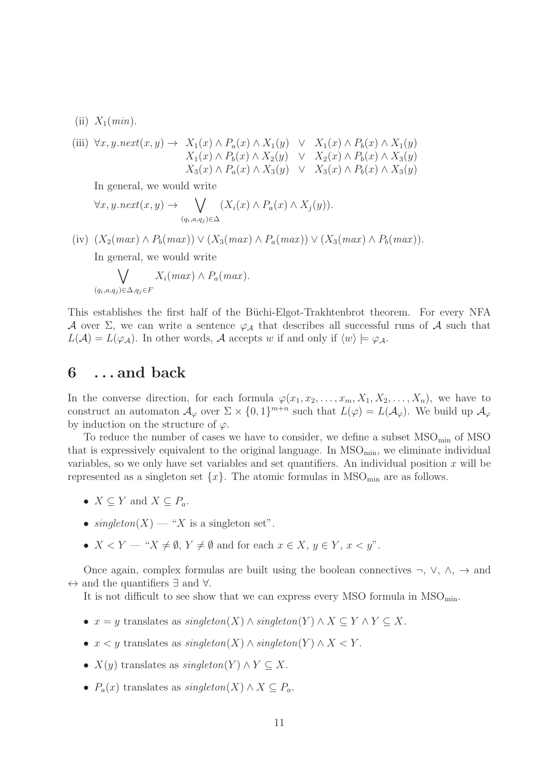(ii) $X_1(min)$.

(iii) 
$$\begin{array}{llll} \forall x, y.next(x,y) \rightarrow & X_1(x) \wedge P_a(x) \wedge X_1(y) & \vee & X_1(x) \wedge P_b(x) \wedge X_1(y) \\ & X_1(x) \wedge P_b(x) \wedge X_2(y) & \vee & X_2(x) \wedge P_b(x) \wedge X_3(y) \\ & X_3(x) \wedge P_a(x) \wedge X_3(y) & \vee & X_3(x) \wedge P_b(x) \wedge X_3(y) \end{array}$$

In general, we would write

$$\forall x, y.next(x,y) \rightarrow \bigvee_{(q_i,a,q_j)\in\Delta} (X_i(x) \wedge P_a(x) \wedge X_j(y)).$$

(iv) $(X_2(max) \wedge P_b(max)) \vee (X_3(max) \wedge P_a(max)) \vee (X_3(max) \wedge P_b(max))$.

In general, we would write

$$\bigvee_{(q_i,a,q_j)\in\Delta, q_j\in F} X_i(max) \wedge P_a(max).$$

This establishes the first half of the Büchi-Elgot-Trakhtenbrot theorem. For every NFA $\mathcal{A}$ over $\Sigma$, we can write a sentence $\varphi_{\mathcal{A}}$ that describes all successful runs of $\mathcal{A}$ such that $L(\mathcal{A}) = L(\varphi_{\mathcal{A}})$. In other words, $\mathcal{A}$ accepts $w$ if and only if $\langle w \rangle \models \varphi_{\mathcal{A}}$.

# 6 ... and back

In the converse direction, for each formula $\varphi(x_1, x_2, \ldots, x_m, X_1, X_2, \ldots, X_n)$, we have to construct an automaton $\mathcal{A}_\varphi$ over $\Sigma \times \{0,1\}^{m+n}$ such that $L(\varphi) = L(\mathcal{A}_\varphi)$. We build up $\mathcal{A}_\varphi$ by induction on the structure of $\varphi$.

To reduce the number of cases we have to consider, we define a subset $\mathrm{MSO}_{\mathrm{min}}$ of MSO that is expressively equivalent to the original language. In $\mathrm{MSO}_{\mathrm{min}}$, we eliminate individual variables, so we only have set variables and set quantifiers. An individual position $x$ will be represented as a singleton set $\{x\}$. The atomic formulas in $\mathrm{MSO}_{\mathrm{min}}$ are as follows.

- $X \subseteq Y$ and $X \subseteq P_a$.
- $singleton(X)$ — "$X$ is a singleton set".
- $X < Y$ — "$X \neq \emptyset$, $Y \neq \emptyset$ and for each $x \in X$, $y \in Y$, $x < y$".

Once again, complex formulas are built using the boolean connectives $\neg$, $\vee$, $\wedge$, $\rightarrow$ and $\leftrightarrow$ and the quantifiers $\exists$ and $\forall$.

It is not difficult to see show that we can express every MSO formula in $\mathrm{MSO}_{\mathrm{min}}$.

- $x = y$ translates as $singleton(X) \wedge singleton(Y) \wedge X \subseteq Y \wedge Y \subseteq X$.
- $x < y$ translates as $singleton(X) \wedge singleton(Y) \wedge X < Y$.
- $X(y)$ translates as $singleton(Y) \wedge Y \subseteq X$.
- $P_a(x)$ translates as $singleton(X) \wedge X \subseteq P_a$.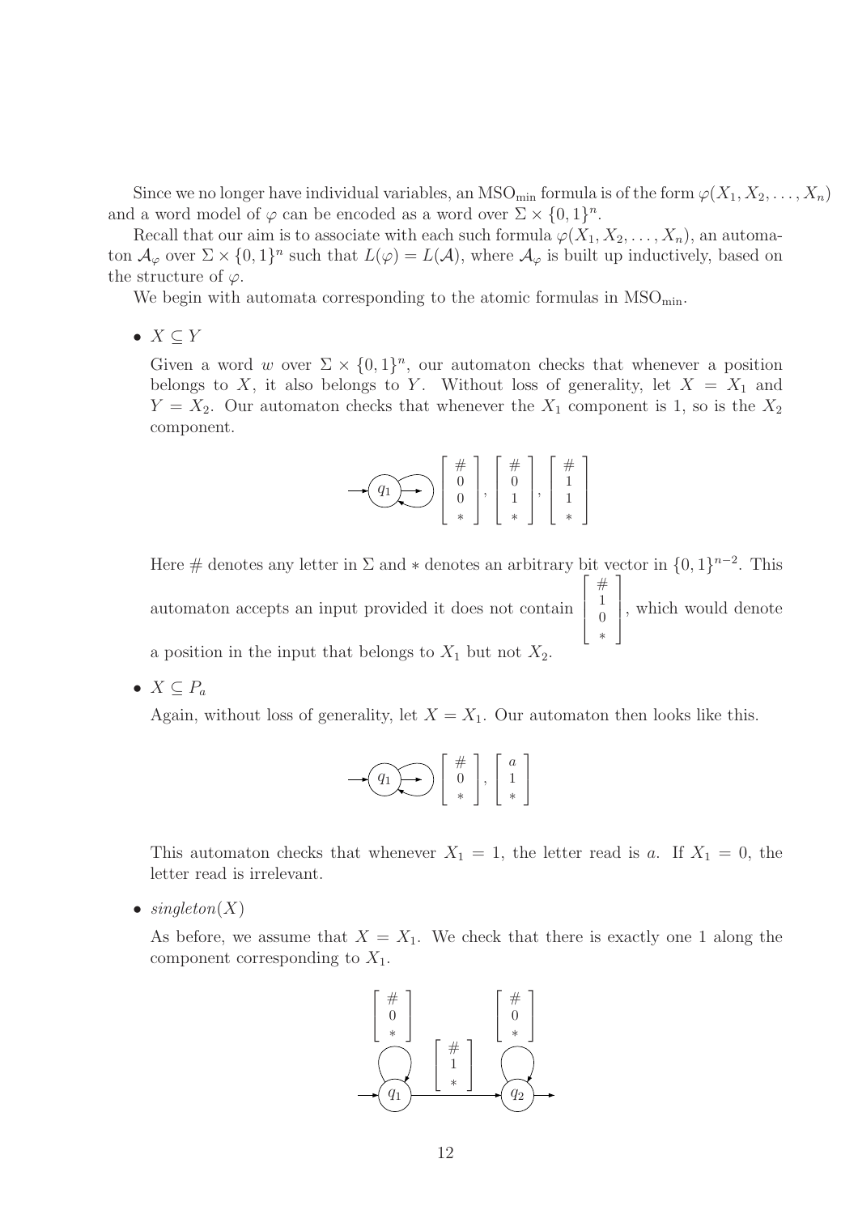Since we no longer have individual variables, an $\text{MSO}_{\min}$ formula is of the form $\varphi(X_1, X_2, \ldots, X_n)$ and a word model of $\varphi$ can be encoded as a word over $\Sigma \times \{0,1\}^n$.

Recall that our aim is to associate with each such formula $\varphi(X_1, X_2, \ldots, X_n)$, an automaton $\mathcal{A}_\varphi$ over $\Sigma \times \{0,1\}^n$ such that $L(\varphi) = L(\mathcal{A})$, where $\mathcal{A}_\varphi$ is built up inductively, based on the structure of $\varphi$.

We begin with automata corresponding to the atomic formulas in $\text{MSO}_{\min}$.

- $X \subseteq Y$

  Given a word $w$ over $\Sigma \times \{0,1\}^n$, our automaton checks that whenever a position belongs to $X$, it also belongs to $Y$. Without loss of generality, let $X = X_1$ and $Y = X_2$. Our automaton checks that whenever the $X_1$ component is 1, so is the $X_2$ component.

  $$\rightarrow (q_1) \circlearrowleft \begin{bmatrix} \# \\ 0 \\ 0 \\ * \end{bmatrix}, \begin{bmatrix} \# \\ 0 \\ 1 \\ * \end{bmatrix}, \begin{bmatrix} \# \\ 1 \\ 1 \\ * \end{bmatrix}$$

  Here $\#$ denotes any letter in $\Sigma$ and $*$ denotes an arbitrary bit vector in $\{0,1\}^{n-2}$. This automaton accepts an input provided it does not contain $\begin{bmatrix} \# \\ 1 \\ 0 \\ * \end{bmatrix}$, which would denote a position in the input that belongs to $X_1$ but not $X_2$.

- $X \subseteq P_a$

  Again, without loss of generality, let $X = X_1$. Our automaton then looks like this.

  $$\rightarrow (q_1) \circlearrowleft \begin{bmatrix} \# \\ 0 \\ * \end{bmatrix}, \begin{bmatrix} a \\ 1 \\ * \end{bmatrix}$$

  This automaton checks that whenever $X_1 = 1$, the letter read is $a$. If $X_1 = 0$, the letter read is irrelevant.

- *singleton*$(X)$

  As before, we assume that $X = X_1$. We check that there is exactly one 1 along the component corresponding to $X_1$.

  $$\rightarrow (q_1) \circlearrowleft \begin{bmatrix} \# \\ 0 \\ * \end{bmatrix} \xrightarrow{\begin{bmatrix} \# \\ 1 \\ * \end{bmatrix}} (q_2) \circlearrowleft \begin{bmatrix} \# \\ 0 \\ * \end{bmatrix} \rightarrow$$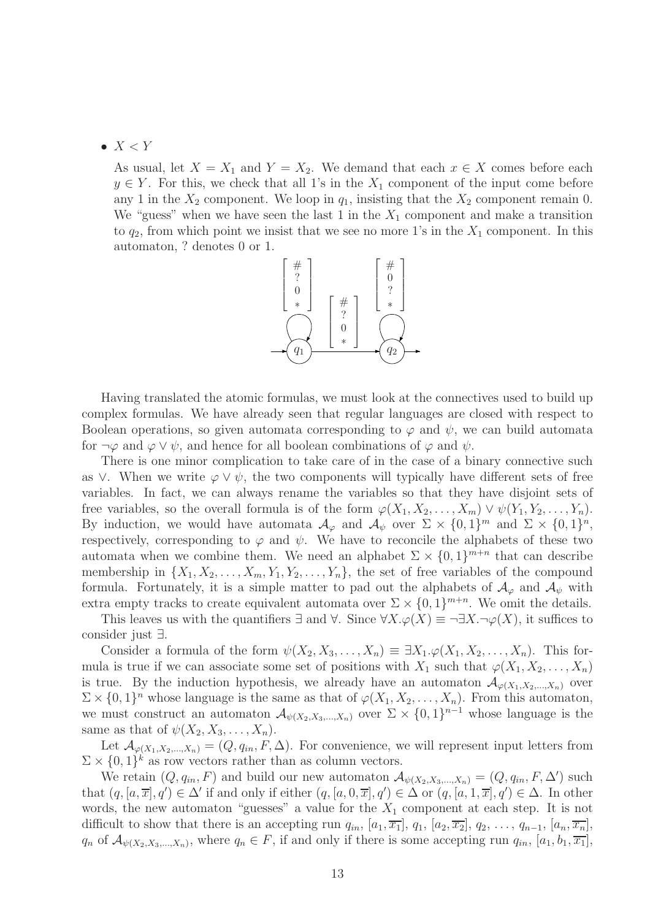- $X < Y$

  As usual, let $X = X_1$ and $Y = X_2$. We demand that each $x \in X$ comes before each $y \in Y$. For this, we check that all 1's in the $X_1$ component of the input come before any 1 in the $X_2$ component. We loop in $q_1$, insisting that the $X_2$ component remain 0. We "guess" when we have seen the last 1 in the $X_1$ component and make a transition to $q_2$, from which point we insist that we see no more 1's in the $X_1$ component. In this automaton, ? denotes 0 or 1.

Having translated the atomic formulas, we must look at the connectives used to build up complex formulas. We have already seen that regular languages are closed with respect to Boolean operations, so given automata corresponding to $\varphi$ and $\psi$, we can build automata for $\neg\varphi$ and $\varphi \vee \psi$, and hence for all boolean combinations of $\varphi$ and $\psi$.

There is one minor complication to take care of in the case of a binary connective such as $\vee$. When we write $\varphi \vee \psi$, the two components will typically have different sets of free variables. In fact, we can always rename the variables so that they have disjoint sets of free variables, so the overall formula is of the form $\varphi(X_1, X_2, \ldots, X_m) \vee \psi(Y_1, Y_2, \ldots, Y_n)$. By induction, we would have automata $\mathcal{A}_\varphi$ and $\mathcal{A}_\psi$ over $\Sigma \times \{0,1\}^m$ and $\Sigma \times \{0,1\}^n$, respectively, corresponding to $\varphi$ and $\psi$. We have to reconcile the alphabets of these two automata when we combine them. We need an alphabet $\Sigma \times \{0,1\}^{m+n}$ that can describe membership in $\{X_1, X_2, \ldots, X_m, Y_1, Y_2, \ldots, Y_n\}$, the set of free variables of the compound formula. Fortunately, it is a simple matter to pad out the alphabets of $\mathcal{A}_\varphi$ and $\mathcal{A}_\psi$ with extra empty tracks to create equivalent automata over $\Sigma \times \{0,1\}^{m+n}$. We omit the details.

This leaves us with the quantifiers $\exists$ and $\forall$. Since $\forall X.\varphi(X) \equiv \neg\exists X.\neg\varphi(X)$, it suffices to consider just $\exists$.

Consider a formula of the form $\psi(X_2, X_3, \ldots, X_n) \equiv \exists X_1.\varphi(X_1, X_2, \ldots, X_n)$. This formula is true if we can associate some set of positions with $X_1$ such that $\varphi(X_1, X_2, \ldots, X_n)$ is true. By the induction hypothesis, we already have an automaton $\mathcal{A}_{\varphi(X_1,X_2,\ldots,X_n)}$ over $\Sigma \times \{0,1\}^n$ whose language is the same as that of $\varphi(X_1, X_2, \ldots, X_n)$. From this automaton, we must construct an automaton $\mathcal{A}_{\psi(X_2,X_3,\ldots,X_n)}$ over $\Sigma \times \{0,1\}^{n-1}$ whose language is the same as that of $\psi(X_2, X_3, \ldots, X_n)$.

Let $\mathcal{A}_{\varphi(X_1,X_2,\ldots,X_n)} = (Q, q_{in}, F, \Delta)$. For convenience, we will represent input letters from $\Sigma \times \{0,1\}^k$ as row vectors rather than as column vectors.

We retain $(Q, q_{in}, F)$ and build our new automaton $\mathcal{A}_{\psi(X_2,X_3,\ldots,X_n)} = (Q, q_{in}, F, \Delta')$ such that $(q, [a, \overline{x}], q') \in \Delta'$ if and only if either $(q, [a, 0, \overline{x}], q') \in \Delta$ or $(q, [a, 1, \overline{x}], q') \in \Delta$. In other words, the new automaton "guesses" a value for the $X_1$ component at each step. It is not difficult to show that there is an accepting run $q_{in}$, $[a_1, \overline{x_1}]$, $q_1$, $[a_2, \overline{x_2}]$, $q_2$, $\ldots$, $q_{n-1}$, $[a_n, \overline{x_n}]$, $q_n$ of $\mathcal{A}_{\psi(X_2,X_3,\ldots,X_n)}$, where $q_n \in F$, if and only if there is some accepting run $q_{in}$, $[a_1, b_1, \overline{x_1}]$,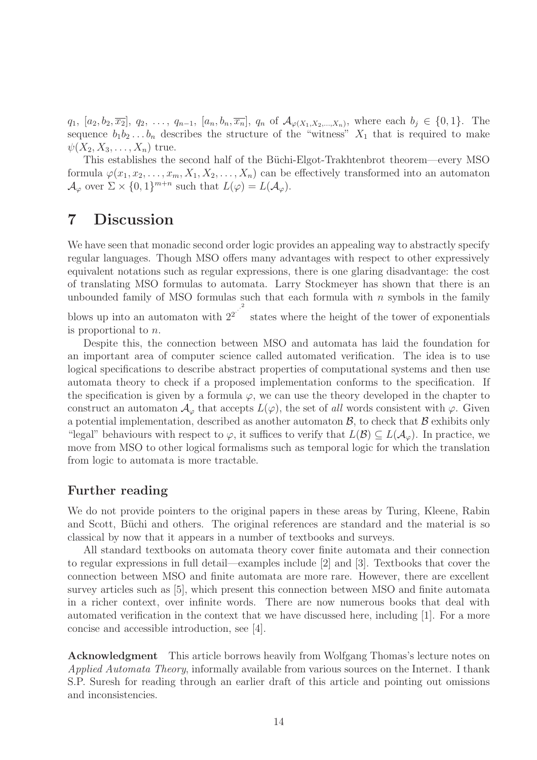$q_1$, $[a_2, b_2, \overline{x_2}]$, $q_2$, $\ldots$, $q_{n-1}$, $[a_n, b_n, \overline{x_n}]$, $q_n$ of $\mathcal{A}_{\varphi(X_1,X_2,\ldots,X_n)}$, where each $b_j \in \{0,1\}$. The sequence $b_1 b_2 \ldots b_n$ describes the structure of the "witness" $X_1$ that is required to make $\psi(X_2, X_3, \ldots, X_n)$ true.

This establishes the second half of the Büchi-Elgot-Trakhtenbrot theorem—every MSO formula $\varphi(x_1, x_2, \ldots, x_m, X_1, X_2, \ldots, X_n)$ can be effectively transformed into an automaton $\mathcal{A}_\varphi$ over $\Sigma \times \{0,1\}^{m+n}$ such that $L(\varphi) = L(\mathcal{A}_\varphi)$.

# 7 Discussion

We have seen that monadic second order logic provides an appealing way to abstractly specify regular languages. Though MSO offers many advantages with respect to other expressively equivalent notations such as regular expressions, there is one glaring disadvantage: the cost of translating MSO formulas to automata. Larry Stockmeyer has shown that there is an unbounded family of MSO formulas such that each formula with $n$ symbols in the family blows up into an automaton with $2^{2^{\cdot^{\cdot^{2}}}}$ states where the height of the tower of exponentials is proportional to $n$.

Despite this, the connection between MSO and automata has laid the foundation for an important area of computer science called automated verification. The idea is to use logical specifications to describe abstract properties of computational systems and then use automata theory to check if a proposed implementation conforms to the specification. If the specification is given by a formula $\varphi$, we can use the theory developed in the chapter to construct an automaton $\mathcal{A}_\varphi$ that accepts $L(\varphi)$, the set of *all* words consistent with $\varphi$. Given a potential implementation, described as another automaton $\mathcal{B}$, to check that $\mathcal{B}$ exhibits only "legal" behaviours with respect to $\varphi$, it suffices to verify that $L(\mathcal{B}) \subseteq L(\mathcal{A}_\varphi)$. In practice, we move from MSO to other logical formalisms such as temporal logic for which the translation from logic to automata is more tractable.

## Further reading

We do not provide pointers to the original papers in these areas by Turing, Kleene, Rabin and Scott, Büchi and others. The original references are standard and the material is so classical by now that it appears in a number of textbooks and surveys.

All standard textbooks on automata theory cover finite automata and their connection to regular expressions in full detail—examples include [2] and [3]. Textbooks that cover the connection between MSO and finite automata are more rare. However, there are excellent survey articles such as [5], which present this connection between MSO and finite automata in a richer context, over infinite words. There are now numerous books that deal with automated verification in the context that we have discussed here, including [1]. For a more concise and accessible introduction, see [4].

**Acknowledgment** This article borrows heavily from Wolfgang Thomas's lecture notes on *Applied Automata Theory*, informally available from various sources on the Internet. I thank S.P. Suresh for reading through an earlier draft of this article and pointing out omissions and inconsistencies.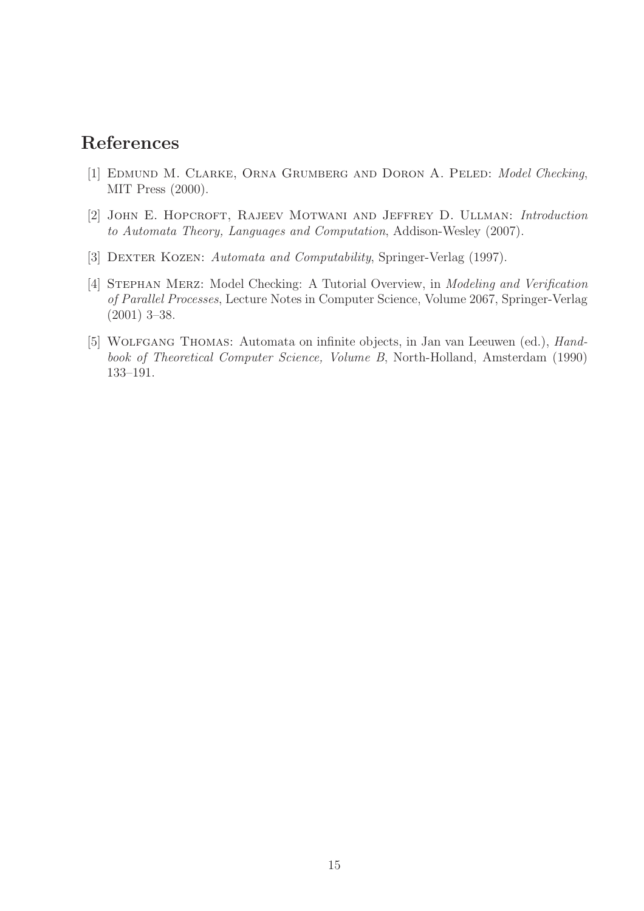# References

[1] Edmund M. Clarke, Orna Grumberg and Doron A. Peled: *Model Checking*, MIT Press (2000).

[2] John E. Hopcroft, Rajeev Motwani and Jeffrey D. Ullman: *Introduction to Automata Theory, Languages and Computation*, Addison-Wesley (2007).

[3] Dexter Kozen: *Automata and Computability*, Springer-Verlag (1997).

[4] Stephan Merz: Model Checking: A Tutorial Overview, in *Modeling and Verification of Parallel Processes*, Lecture Notes in Computer Science, Volume 2067, Springer-Verlag (2001) 3–38.

[5] Wolfgang Thomas: Automata on infinite objects, in Jan van Leeuwen (ed.), *Handbook of Theoretical Computer Science, Volume B*, North-Holland, Amsterdam (1990) 133–191.